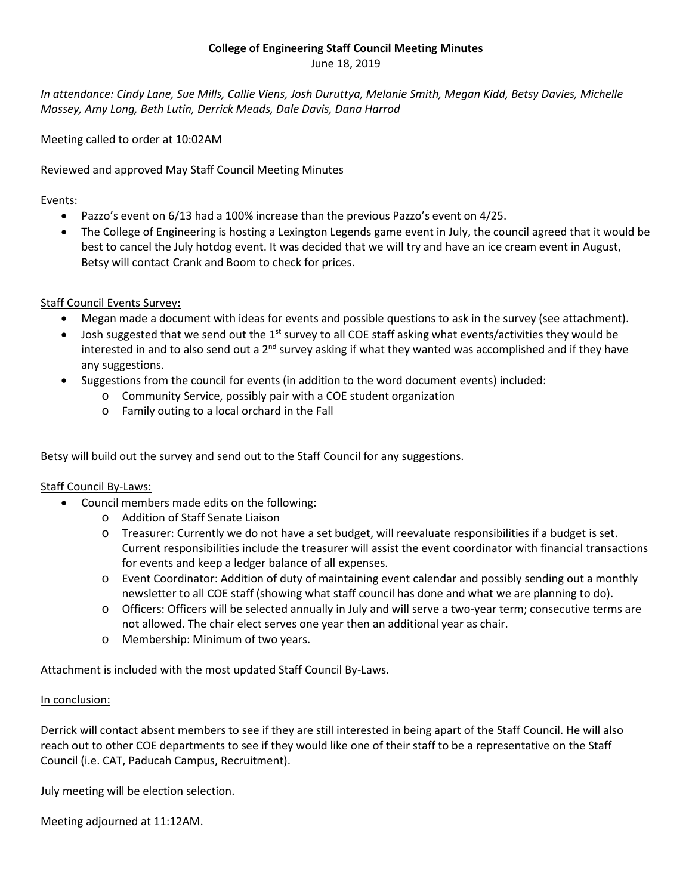**College of Engineering Staff Council Meeting Minutes**

June 18, 2019

*In attendance: Cindy Lane, Sue Mills, Callie Viens, Josh Duruttya, Melanie Smith, Megan Kidd, Betsy Davies, Michelle Mossey, Amy Long, Beth Lutin, Derrick Meads, Dale Davis, Dana Harrod*

Meeting called to order at 10:02AM

Reviewed and approved May Staff Council Meeting Minutes

<u>Events:</u>

- Pazzo's event on 6/13 had a 100% increase than the previous Pazzo's event on 4/25.
- The College of Engineering is hosting a Lexington Legends game event in July, the council agreed that it would be best to cancel the July hotdog event. It was decided that we will try and have an ice cream event in August, Betsy will contact Crank and Boom to check for prices.

<u>Staff Council Events Survey:</u>

- Megan made a document with ideas for events and possible questions to ask in the survey (see attachment).
- Josh suggested that we send out the 1st survey to all COE staff asking what events/activities they would be interested in and to also send out a 2nd survey asking if what they wanted was accomplished and if they have any suggestions.
- Suggestions from the council for events (in addition to the word document events) included:
  - Community Service, possibly pair with a COE student organization
  - Family outing to a local orchard in the Fall

Betsy will build out the survey and send out to the Staff Council for any suggestions.

<u>Staff Council By-Laws:</u>

- Council members made edits on the following:
  - Addition of Staff Senate Liaison
  - Treasurer: Currently we do not have a set budget, will reevaluate responsibilities if a budget is set. Current responsibilities include the treasurer will assist the event coordinator with financial transactions for events and keep a ledger balance of all expenses.
  - Event Coordinator: Addition of duty of maintaining event calendar and possibly sending out a monthly newsletter to all COE staff (showing what staff council has done and what we are planning to do).
  - Officers: Officers will be selected annually in July and will serve a two-year term; consecutive terms are not allowed. The chair elect serves one year then an additional year as chair.
  - Membership: Minimum of two years.

Attachment is included with the most updated Staff Council By-Laws.

<u>In conclusion:</u>

Derrick will contact absent members to see if they are still interested in being apart of the Staff Council. He will also reach out to other COE departments to see if they would like one of their staff to be a representative on the Staff Council (i.e. CAT, Paducah Campus, Recruitment).

July meeting will be election selection.

Meeting adjourned at 11:12AM.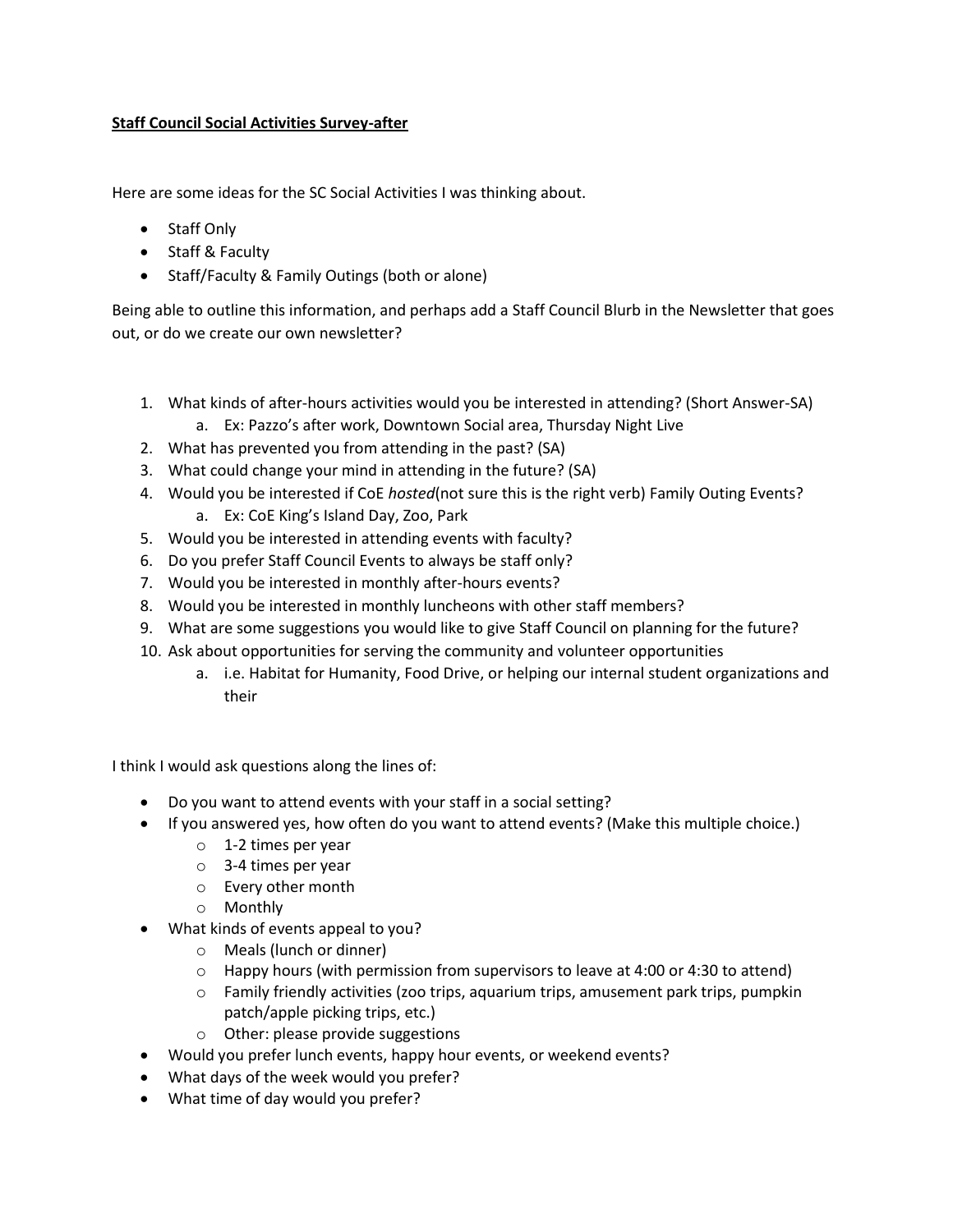**<u>Staff Council Social Activities Survey-after</u>**

Here are some ideas for the SC Social Activities I was thinking about.

- Staff Only
- Staff & Faculty
- Staff/Faculty & Family Outings (both or alone)

Being able to outline this information, and perhaps add a Staff Council Blurb in the Newsletter that goes out, or do we create our own newsletter?

1. What kinds of after-hours activities would you be interested in attending? (Short Answer-SA)
   a. Ex: Pazzo's after work, Downtown Social area, Thursday Night Live
2. What has prevented you from attending in the past? (SA)
3. What could change your mind in attending in the future? (SA)
4. Would you be interested if CoE *hosted*(not sure this is the right verb) Family Outing Events?
   a. Ex: CoE King's Island Day, Zoo, Park
5. Would you be interested in attending events with faculty?
6. Do you prefer Staff Council Events to always be staff only?
7. Would you be interested in monthly after-hours events?
8. Would you be interested in monthly luncheons with other staff members?
9. What are some suggestions you would like to give Staff Council on planning for the future?
10. Ask about opportunities for serving the community and volunteer opportunities
    a. i.e. Habitat for Humanity, Food Drive, or helping our internal student organizations and their

I think I would ask questions along the lines of:

- Do you want to attend events with your staff in a social setting?
- If you answered yes, how often do you want to attend events? (Make this multiple choice.)
  - 1-2 times per year
  - 3-4 times per year
  - Every other month
  - Monthly
- What kinds of events appeal to you?
  - Meals (lunch or dinner)
  - Happy hours (with permission from supervisors to leave at 4:00 or 4:30 to attend)
  - Family friendly activities (zoo trips, aquarium trips, amusement park trips, pumpkin patch/apple picking trips, etc.)
  - Other: please provide suggestions
- Would you prefer lunch events, happy hour events, or weekend events?
- What days of the week would you prefer?
- What time of day would you prefer?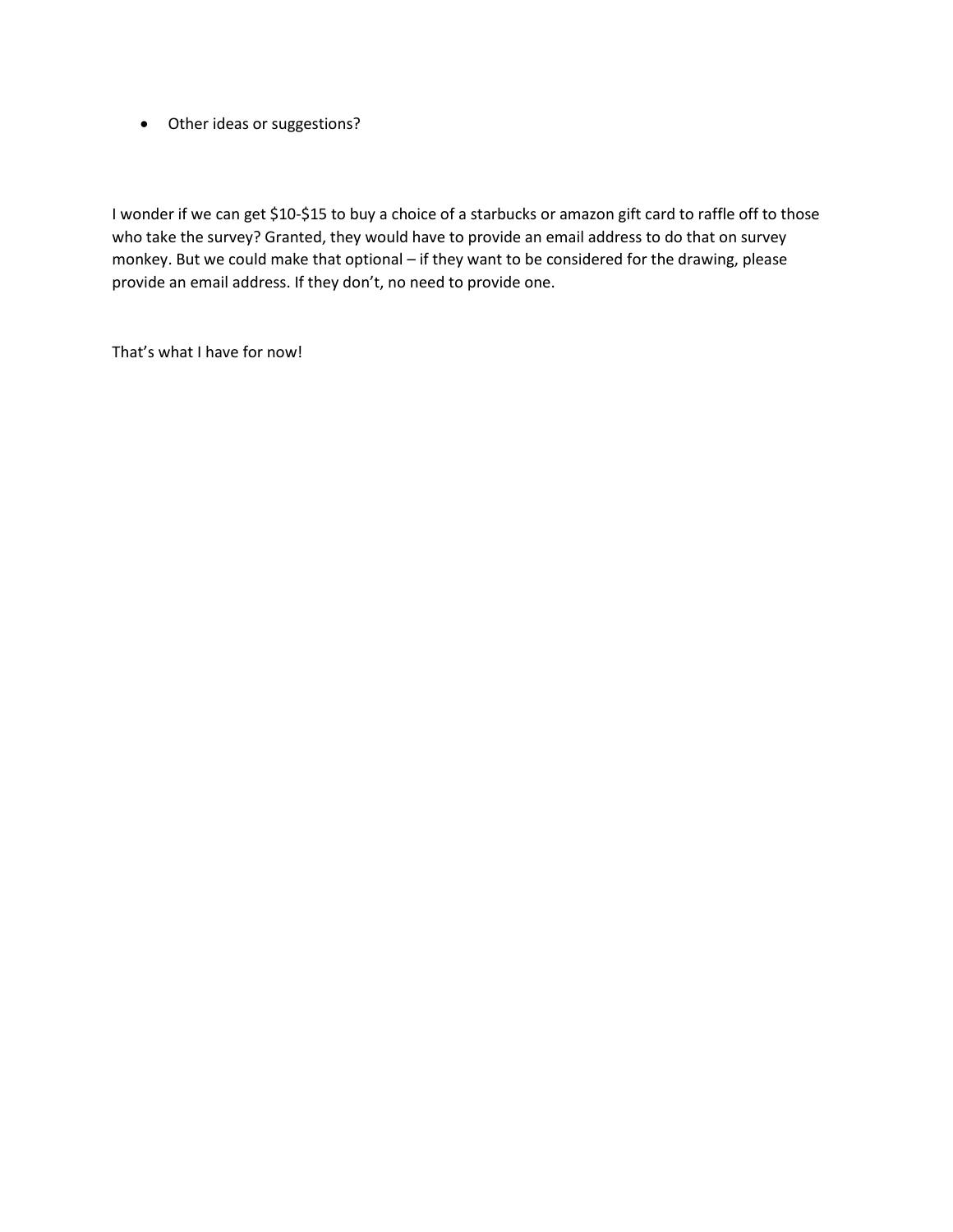- Other ideas or suggestions?

I wonder if we can get $10-$15 to buy a choice of a starbucks or amazon gift card to raffle off to those who take the survey? Granted, they would have to provide an email address to do that on survey monkey. But we could make that optional – if they want to be considered for the drawing, please provide an email address. If they don't, no need to provide one.

That's what I have for now!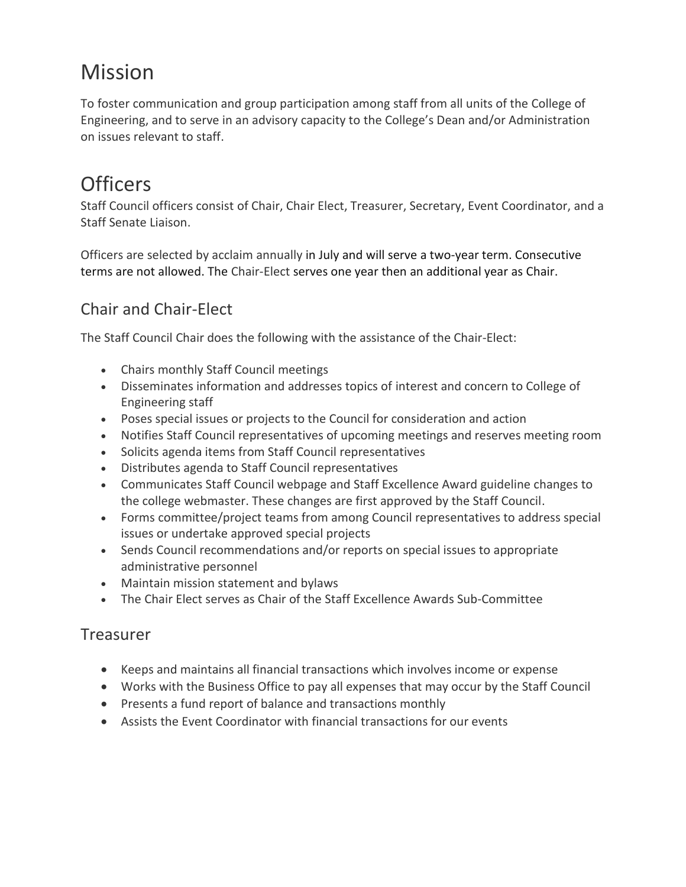# Mission

To foster communication and group participation among staff from all units of the College of Engineering, and to serve in an advisory capacity to the College's Dean and/or Administration on issues relevant to staff.

# Officers

Staff Council officers consist of Chair, Chair Elect, Treasurer, Secretary, Event Coordinator, and a Staff Senate Liaison.

Officers are selected by acclaim annually in July and will serve a two-year term. Consecutive terms are not allowed. The Chair-Elect serves one year then an additional year as Chair.

## Chair and Chair-Elect

The Staff Council Chair does the following with the assistance of the Chair-Elect:

- Chairs monthly Staff Council meetings
- Disseminates information and addresses topics of interest and concern to College of Engineering staff
- Poses special issues or projects to the Council for consideration and action
- Notifies Staff Council representatives of upcoming meetings and reserves meeting room
- Solicits agenda items from Staff Council representatives
- Distributes agenda to Staff Council representatives
- Communicates Staff Council webpage and Staff Excellence Award guideline changes to the college webmaster. These changes are first approved by the Staff Council.
- Forms committee/project teams from among Council representatives to address special issues or undertake approved special projects
- Sends Council recommendations and/or reports on special issues to appropriate administrative personnel
- Maintain mission statement and bylaws
- The Chair Elect serves as Chair of the Staff Excellence Awards Sub-Committee

## Treasurer

- Keeps and maintains all financial transactions which involves income or expense
- Works with the Business Office to pay all expenses that may occur by the Staff Council
- Presents a fund report of balance and transactions monthly
- Assists the Event Coordinator with financial transactions for our events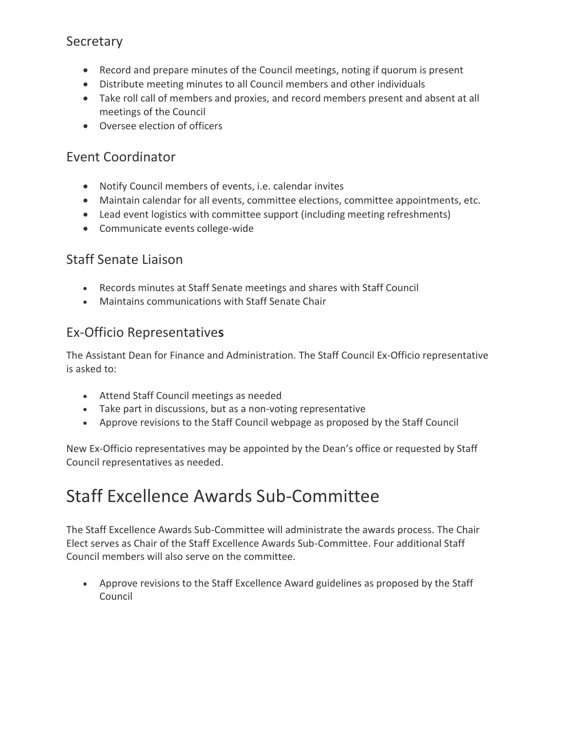### Secretary

- Record and prepare minutes of the Council meetings, noting if quorum is present
- Distribute meeting minutes to all Council members and other individuals
- Take roll call of members and proxies, and record members present and absent at all meetings of the Council
- Oversee election of officers

### Event Coordinator

- Notify Council members of events, i.e. calendar invites
- Maintain calendar for all events, committee elections, committee appointments, etc.
- Lead event logistics with committee support (including meeting refreshments)
- Communicate events college-wide

### Staff Senate Liaison

- Records minutes at Staff Senate meetings and shares with Staff Council
- Maintains communications with Staff Senate Chair

### Ex-Officio Representatives

The Assistant Dean for Finance and Administration. The Staff Council Ex-Officio representative is asked to:

- Attend Staff Council meetings as needed
- Take part in discussions, but as a non-voting representative
- Approve revisions to the Staff Council webpage as proposed by the Staff Council

New Ex-Officio representatives may be appointed by the Dean's office or requested by Staff Council representatives as needed.

# Staff Excellence Awards Sub-Committee

The Staff Excellence Awards Sub-Committee will administrate the awards process. The Chair Elect serves as Chair of the Staff Excellence Awards Sub-Committee. Four additional Staff Council members will also serve on the committee.

- Approve revisions to the Staff Excellence Award guidelines as proposed by the Staff Council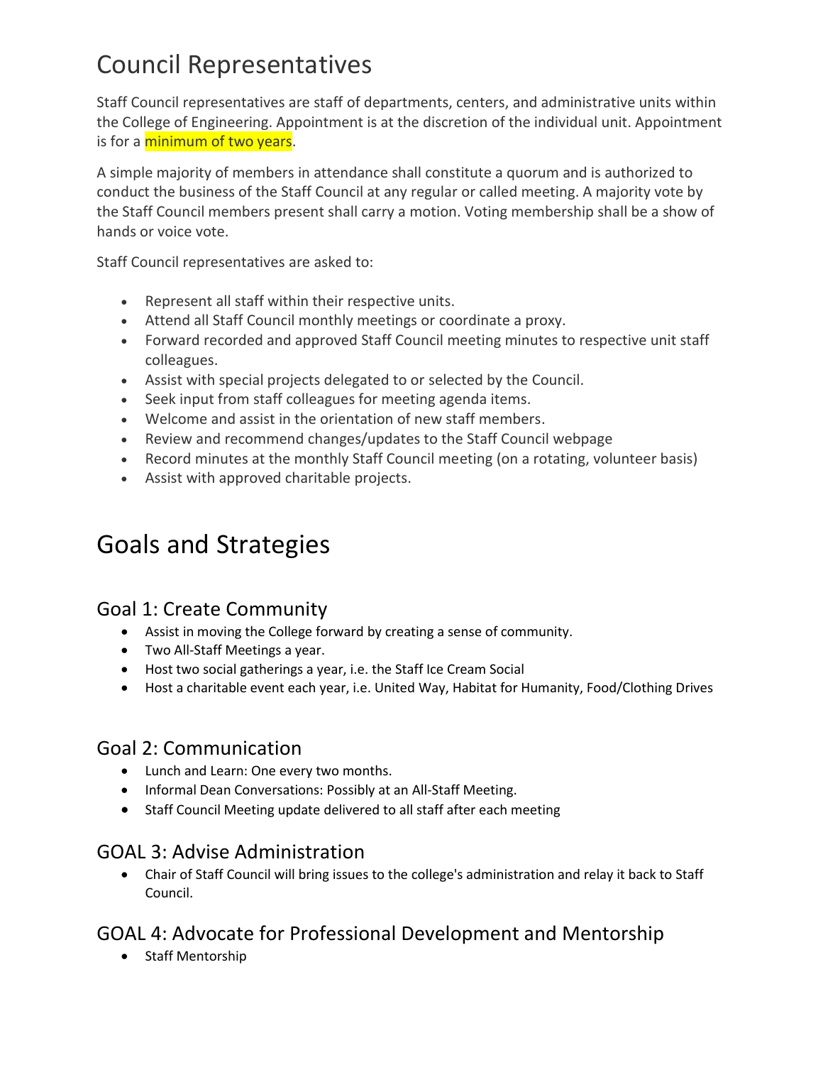# Council Representatives

Staff Council representatives are staff of departments, centers, and administrative units within the College of Engineering. Appointment is at the discretion of the individual unit. Appointment is for a minimum of two years.

A simple majority of members in attendance shall constitute a quorum and is authorized to conduct the business of the Staff Council at any regular or called meeting. A majority vote by the Staff Council members present shall carry a motion. Voting membership shall be a show of hands or voice vote.

Staff Council representatives are asked to:

- Represent all staff within their respective units.
- Attend all Staff Council monthly meetings or coordinate a proxy.
- Forward recorded and approved Staff Council meeting minutes to respective unit staff colleagues.
- Assist with special projects delegated to or selected by the Council.
- Seek input from staff colleagues for meeting agenda items.
- Welcome and assist in the orientation of new staff members.
- Review and recommend changes/updates to the Staff Council webpage
- Record minutes at the monthly Staff Council meeting (on a rotating, volunteer basis)
- Assist with approved charitable projects.

# Goals and Strategies

## Goal 1: Create Community

- Assist in moving the College forward by creating a sense of community.
- Two All-Staff Meetings a year.
- Host two social gatherings a year, i.e. the Staff Ice Cream Social
- Host a charitable event each year, i.e. United Way, Habitat for Humanity, Food/Clothing Drives

## Goal 2: Communication

- Lunch and Learn: One every two months.
- Informal Dean Conversations: Possibly at an All-Staff Meeting.
- Staff Council Meeting update delivered to all staff after each meeting

## GOAL 3: Advise Administration

- Chair of Staff Council will bring issues to the college's administration and relay it back to Staff Council.

## GOAL 4: Advocate for Professional Development and Mentorship

- Staff Mentorship